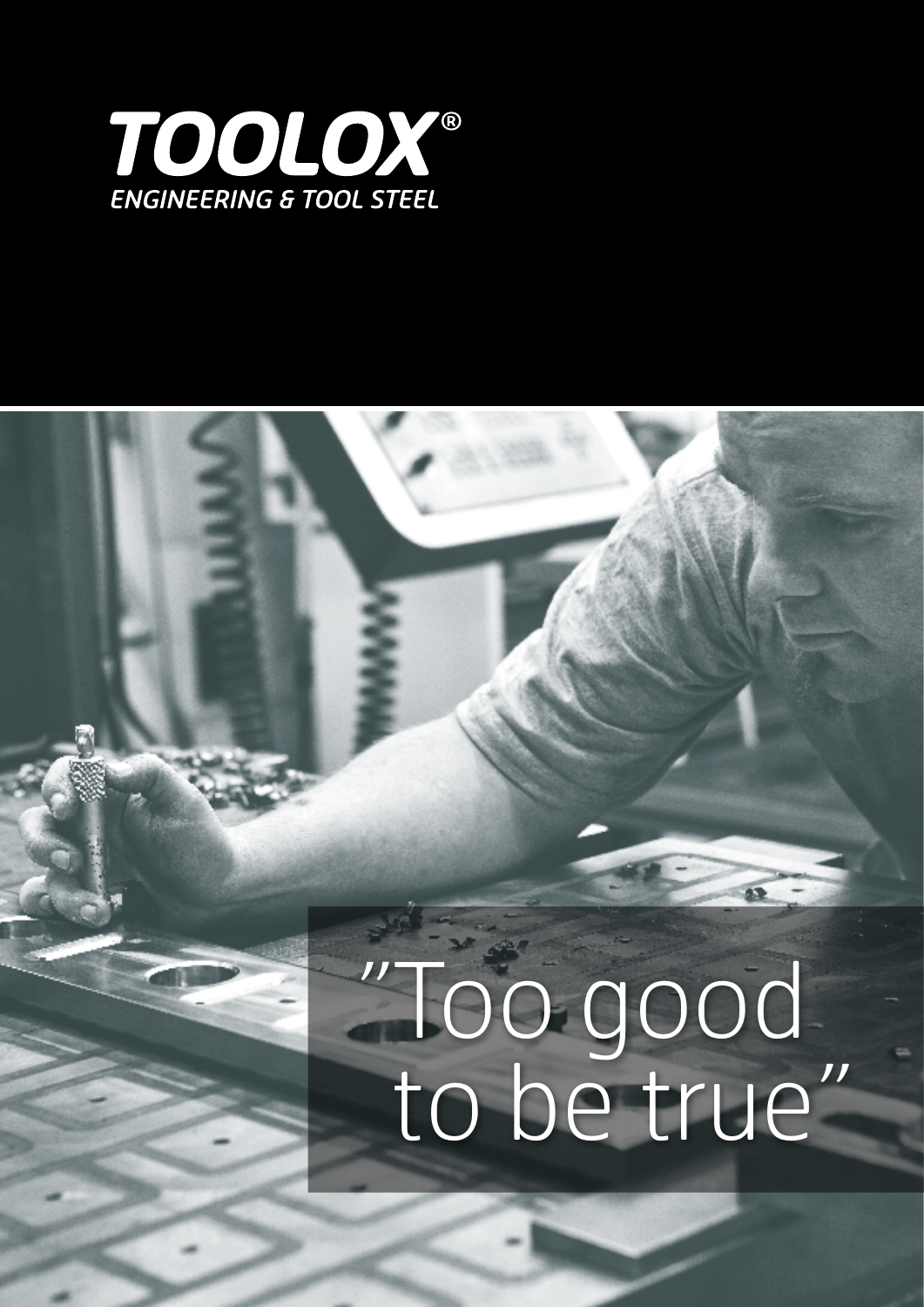# TOOLOX®

ENGINEERING & TOOL STEEL

”Too good to be true”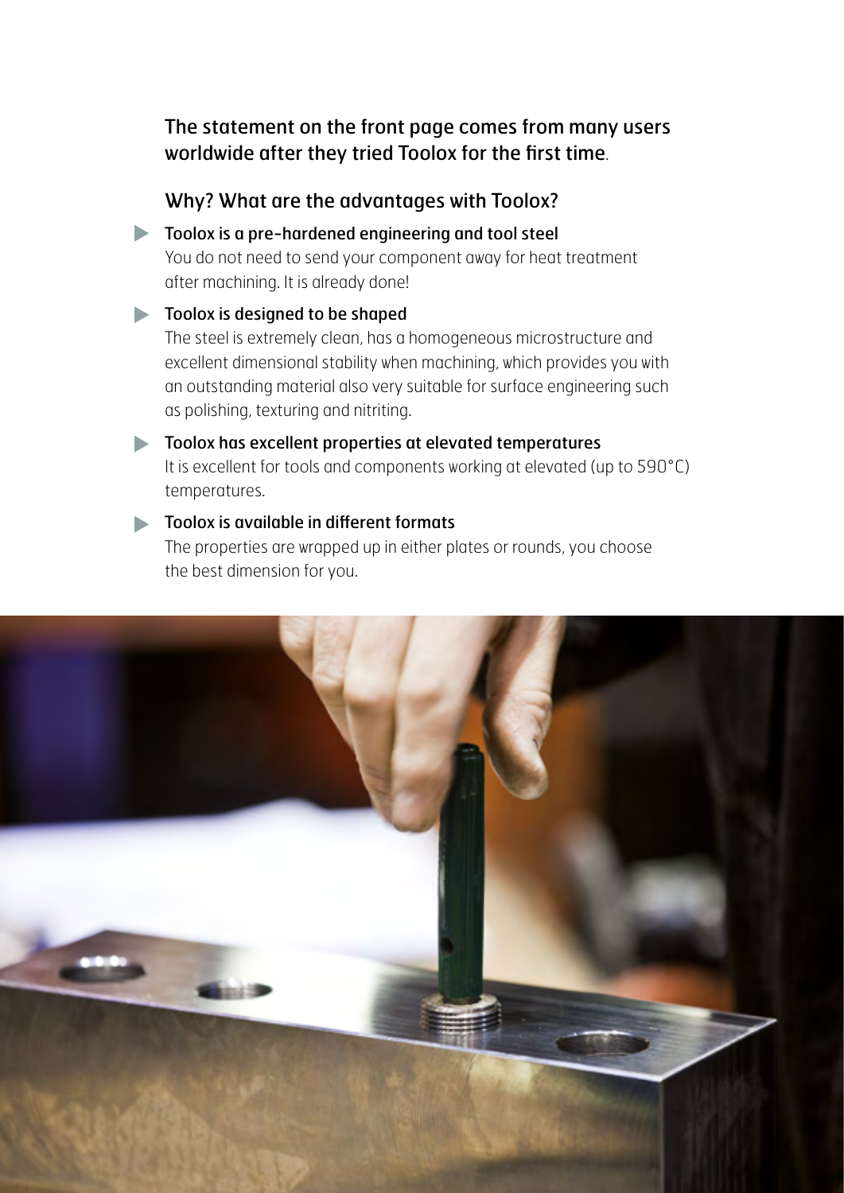## The statement on the front page comes from many users worldwide after they tried Toolox for the first time.

### Why? What are the advantages with Toolox?

- **Toolox is a pre-hardened engineering and tool steel**
  You do not need to send your component away for heat treatment after machining. It is already done!

- **Toolox is designed to be shaped**
  The steel is extremely clean, has a homogeneous microstructure and excellent dimensional stability when machining, which provides you with an outstanding material also very suitable for surface engineering such as polishing, texturing and nitriting.

- **Toolox has excellent properties at elevated temperatures**
  It is excellent for tools and components working at elevated (up to 590°C) temperatures.

- **Toolox is available in different formats**
  The properties are wrapped up in either plates or rounds, you choose the best dimension for you.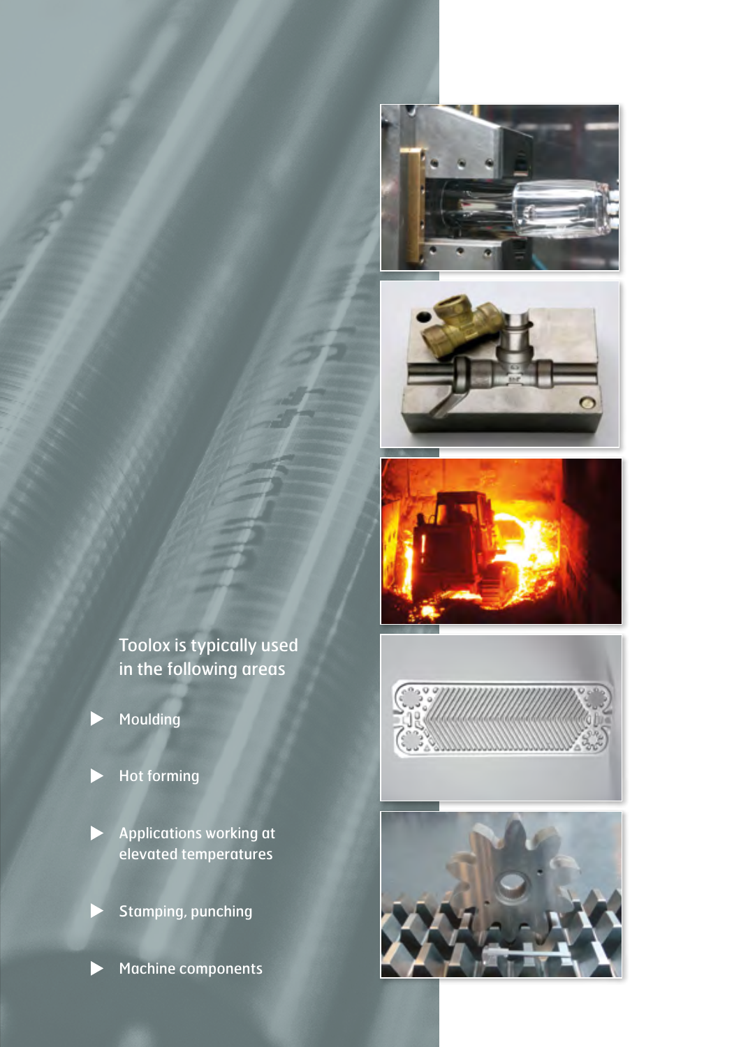Toolox is typically used in the following areas

- Moulding
- Hot forming
- Applications working at elevated temperatures
- Stamping, punching
- Machine components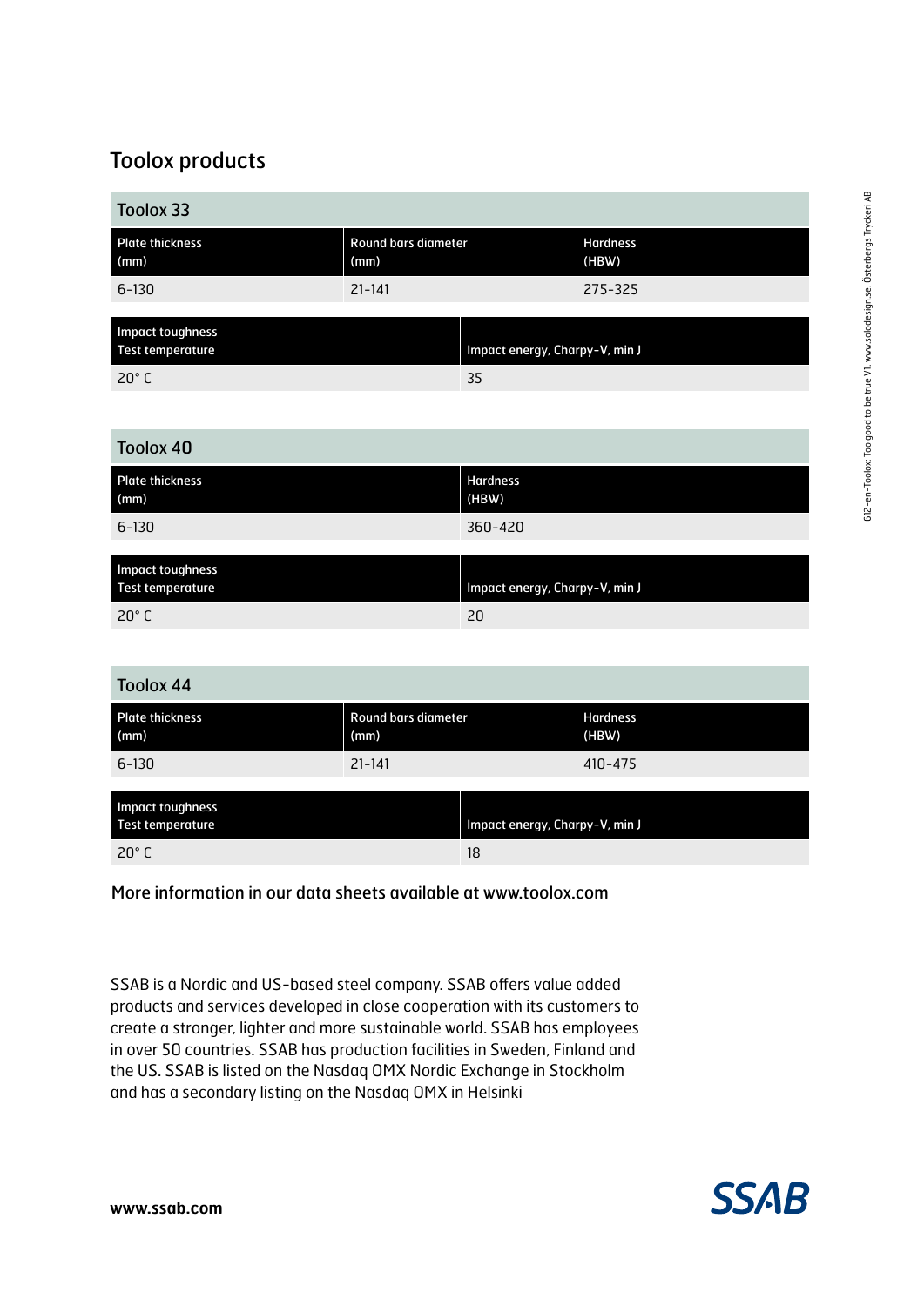## Toolox products

### Toolox 33

| Plate thickness (mm) | Round bars diameter (mm) | Hardness (HBW) |
|---|---|---|
| 6-130 | 21-141 | 275-325 |

| Impact toughness Test temperature | Impact energy, Charpy-V, min J |
|---|---|
| 20° C | 35 |

### Toolox 40

| Plate thickness (mm) | Hardness (HBW) |
|---|---|
| 6-130 | 360-420 |

| Impact toughness Test temperature | Impact energy, Charpy-V, min J |
|---|---|
| 20° C | 20 |

### Toolox 44

| Plate thickness (mm) | Round bars diameter (mm) | Hardness (HBW) |
|---|---|---|
| 6-130 | 21-141 | 410-475 |

| Impact toughness Test temperature | Impact energy, Charpy-V, min J |
|---|---|
| 20° C | 18 |

More information in our data sheets available at www.toolox.com

SSAB is a Nordic and US-based steel company. SSAB offers value added products and services developed in close cooperation with its customers to create a stronger, lighter and more sustainable world. SSAB has employees in over 50 countries. SSAB has production facilities in Sweden, Finland and the US. SSAB is listed on the Nasdaq OMX Nordic Exchange in Stockholm and has a secondary listing on the Nasdaq OMX in Helsinki

**www.ssab.com**

SSAB

612-en-Toolox: Too good to be true V1. www.solodesign.se. Österbergs Tryckeri AB